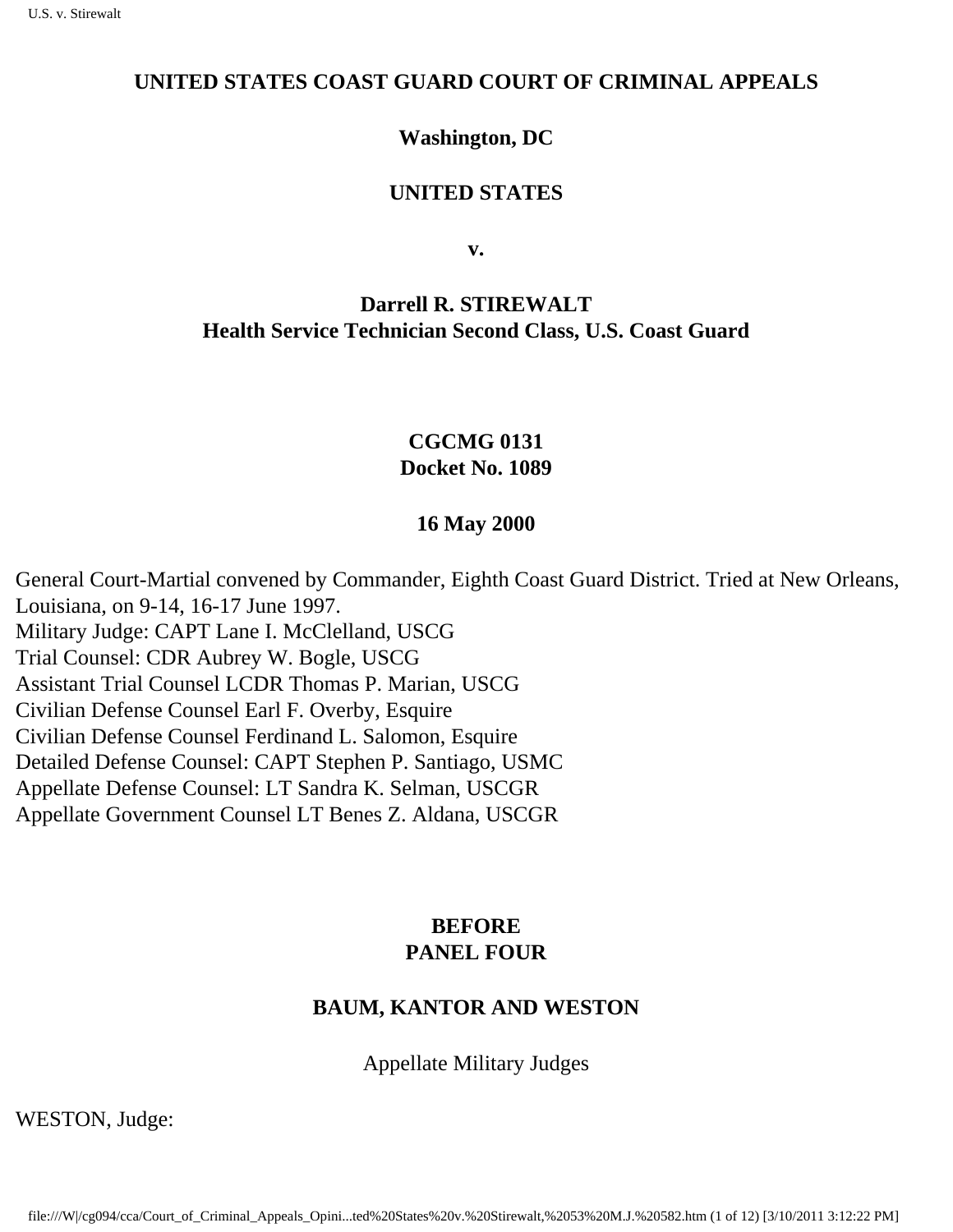**UNITED STATES COAST GUARD COURT OF CRIMINAL APPEALS**

**Washington, DC**

**UNITED STATES**

**v.**

**Darrell R. STIREWALT**
**Health Service Technician Second Class, U.S. Coast Guard**

**CGCMG 0131**
**Docket No. 1089**

**16 May 2000**

General Court-Martial convened by Commander, Eighth Coast Guard District. Tried at New Orleans, Louisiana, on 9-14, 16-17 June 1997.
Military Judge: CAPT Lane I. McClelland, USCG
Trial Counsel: CDR Aubrey W. Bogle, USCG
Assistant Trial Counsel LCDR Thomas P. Marian, USCG
Civilian Defense Counsel Earl F. Overby, Esquire
Civilian Defense Counsel Ferdinand L. Salomon, Esquire
Detailed Defense Counsel: CAPT Stephen P. Santiago, USMC
Appellate Defense Counsel: LT Sandra K. Selman, USCGR
Appellate Government Counsel LT Benes Z. Aldana, USCGR

**BEFORE**
**PANEL FOUR**

**BAUM, KANTOR AND WESTON**

Appellate Military Judges

WESTON, Judge: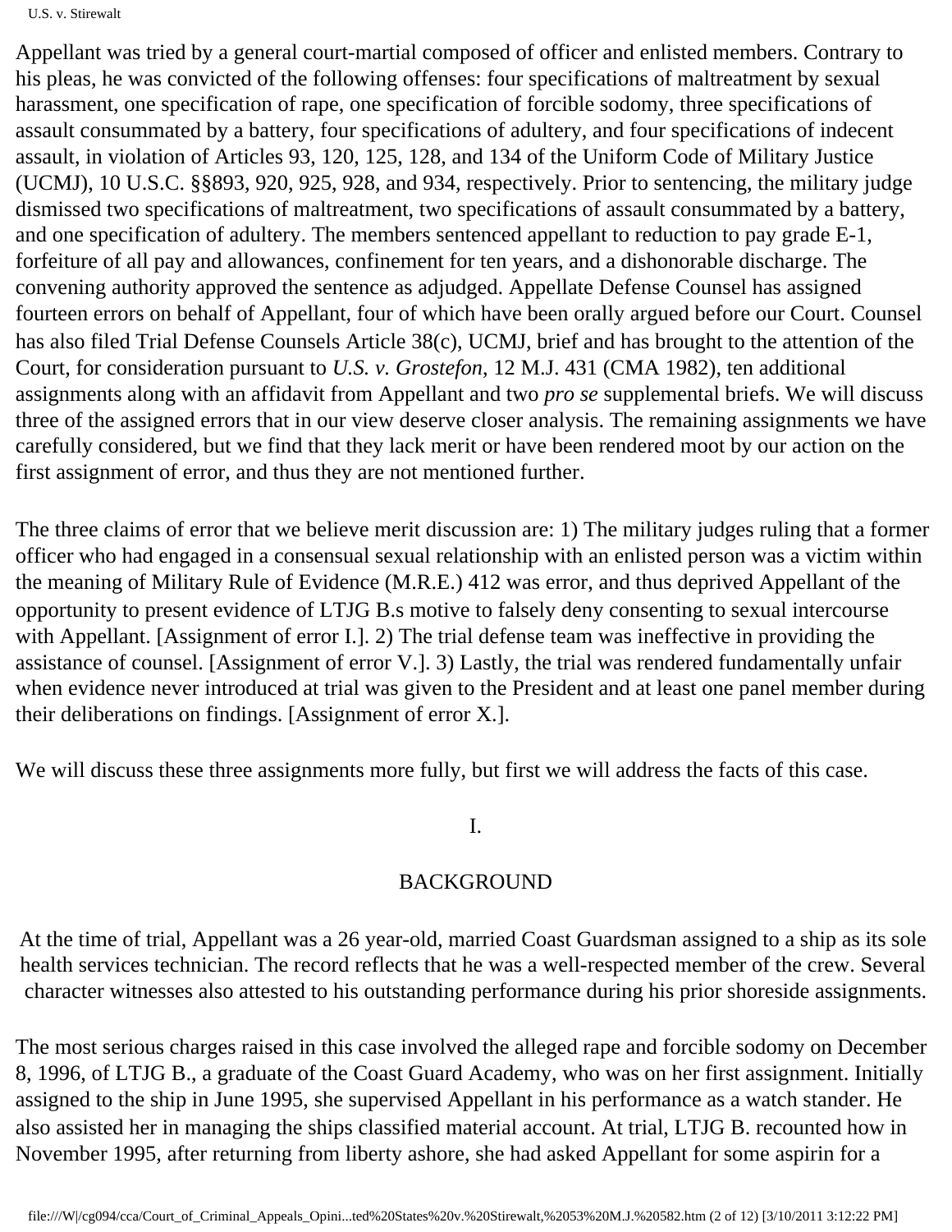Appellant was tried by a general court-martial composed of officer and enlisted members. Contrary to his pleas, he was convicted of the following offenses: four specifications of maltreatment by sexual harassment, one specification of rape, one specification of forcible sodomy, three specifications of assault consummated by a battery, four specifications of adultery, and four specifications of indecent assault, in violation of Articles 93, 120, 125, 128, and 134 of the Uniform Code of Military Justice (UCMJ), 10 U.S.C. §§893, 920, 925, 928, and 934, respectively. Prior to sentencing, the military judge dismissed two specifications of maltreatment, two specifications of assault consummated by a battery, and one specification of adultery. The members sentenced appellant to reduction to pay grade E-1, forfeiture of all pay and allowances, confinement for ten years, and a dishonorable discharge. The convening authority approved the sentence as adjudged. Appellate Defense Counsel has assigned fourteen errors on behalf of Appellant, four of which have been orally argued before our Court. Counsel has also filed Trial Defense Counsels Article 38(c), UCMJ, brief and has brought to the attention of the Court, for consideration pursuant to *U.S. v. Grostefon*, 12 M.J. 431 (CMA 1982), ten additional assignments along with an affidavit from Appellant and two *pro se* supplemental briefs. We will discuss three of the assigned errors that in our view deserve closer analysis. The remaining assignments we have carefully considered, but we find that they lack merit or have been rendered moot by our action on the first assignment of error, and thus they are not mentioned further.

The three claims of error that we believe merit discussion are: 1) The military judges ruling that a former officer who had engaged in a consensual sexual relationship with an enlisted person was a victim within the meaning of Military Rule of Evidence (M.R.E.) 412 was error, and thus deprived Appellant of the opportunity to present evidence of LTJG B.s motive to falsely deny consenting to sexual intercourse with Appellant. [Assignment of error I.]. 2) The trial defense team was ineffective in providing the assistance of counsel. [Assignment of error V.]. 3) Lastly, the trial was rendered fundamentally unfair when evidence never introduced at trial was given to the President and at least one panel member during their deliberations on findings. [Assignment of error X.].

We will discuss these three assignments more fully, but first we will address the facts of this case.

## I.

## BACKGROUND

At the time of trial, Appellant was a 26 year-old, married Coast Guardsman assigned to a ship as its sole health services technician. The record reflects that he was a well-respected member of the crew. Several character witnesses also attested to his outstanding performance during his prior shoreside assignments.

The most serious charges raised in this case involved the alleged rape and forcible sodomy on December 8, 1996, of LTJG B., a graduate of the Coast Guard Academy, who was on her first assignment. Initially assigned to the ship in June 1995, she supervised Appellant in his performance as a watch stander. He also assisted her in managing the ships classified material account. At trial, LTJG B. recounted how in November 1995, after returning from liberty ashore, she had asked Appellant for some aspirin for a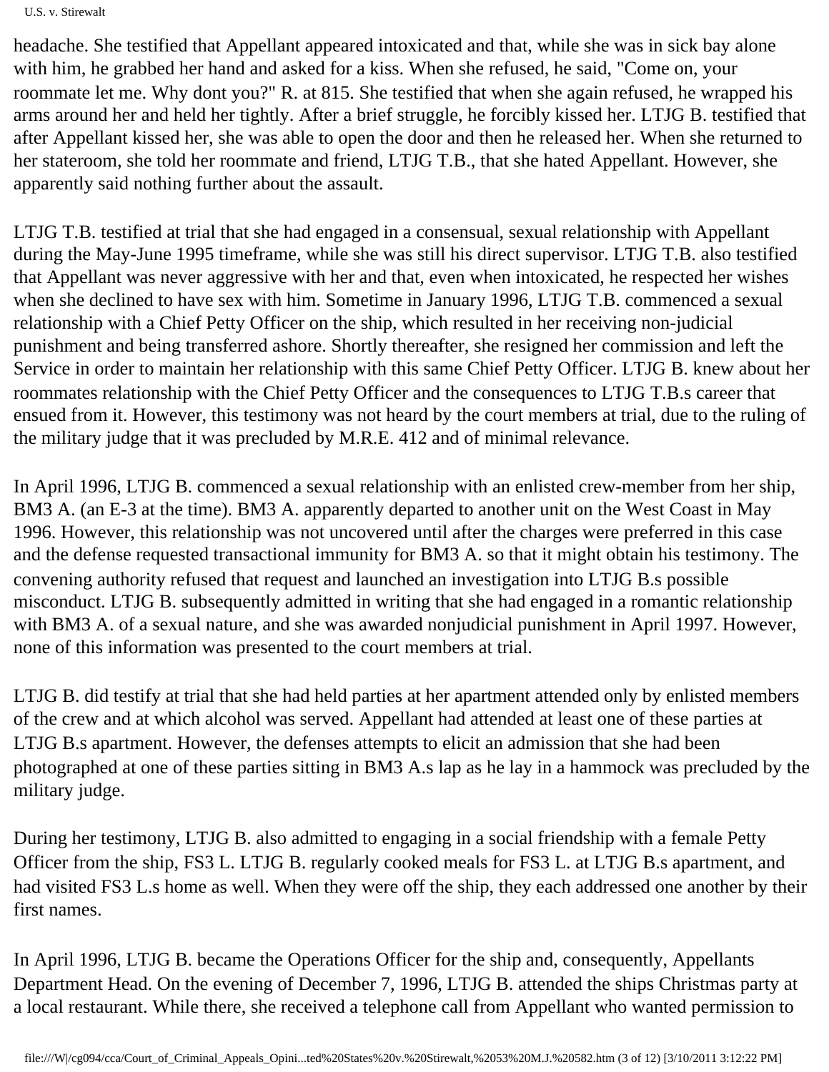headache. She testified that Appellant appeared intoxicated and that, while she was in sick bay alone with him, he grabbed her hand and asked for a kiss. When she refused, he said, "Come on, your roommate let me. Why dont you?" R. at 815. She testified that when she again refused, he wrapped his arms around her and held her tightly. After a brief struggle, he forcibly kissed her. LTJG B. testified that after Appellant kissed her, she was able to open the door and then he released her. When she returned to her stateroom, she told her roommate and friend, LTJG T.B., that she hated Appellant. However, she apparently said nothing further about the assault.

LTJG T.B. testified at trial that she had engaged in a consensual, sexual relationship with Appellant during the May-June 1995 timeframe, while she was still his direct supervisor. LTJG T.B. also testified that Appellant was never aggressive with her and that, even when intoxicated, he respected her wishes when she declined to have sex with him. Sometime in January 1996, LTJG T.B. commenced a sexual relationship with a Chief Petty Officer on the ship, which resulted in her receiving non-judicial punishment and being transferred ashore. Shortly thereafter, she resigned her commission and left the Service in order to maintain her relationship with this same Chief Petty Officer. LTJG B. knew about her roommates relationship with the Chief Petty Officer and the consequences to LTJG T.B.s career that ensued from it. However, this testimony was not heard by the court members at trial, due to the ruling of the military judge that it was precluded by M.R.E. 412 and of minimal relevance.

In April 1996, LTJG B. commenced a sexual relationship with an enlisted crew-member from her ship, BM3 A. (an E-3 at the time). BM3 A. apparently departed to another unit on the West Coast in May 1996. However, this relationship was not uncovered until after the charges were preferred in this case and the defense requested transactional immunity for BM3 A. so that it might obtain his testimony. The convening authority refused that request and launched an investigation into LTJG B.s possible misconduct. LTJG B. subsequently admitted in writing that she had engaged in a romantic relationship with BM3 A. of a sexual nature, and she was awarded nonjudicial punishment in April 1997. However, none of this information was presented to the court members at trial.

LTJG B. did testify at trial that she had held parties at her apartment attended only by enlisted members of the crew and at which alcohol was served. Appellant had attended at least one of these parties at LTJG B.s apartment. However, the defenses attempts to elicit an admission that she had been photographed at one of these parties sitting in BM3 A.s lap as he lay in a hammock was precluded by the military judge.

During her testimony, LTJG B. also admitted to engaging in a social friendship with a female Petty Officer from the ship, FS3 L. LTJG B. regularly cooked meals for FS3 L. at LTJG B.s apartment, and had visited FS3 L.s home as well. When they were off the ship, they each addressed one another by their first names.

In April 1996, LTJG B. became the Operations Officer for the ship and, consequently, Appellants Department Head. On the evening of December 7, 1996, LTJG B. attended the ships Christmas party at a local restaurant. While there, she received a telephone call from Appellant who wanted permission to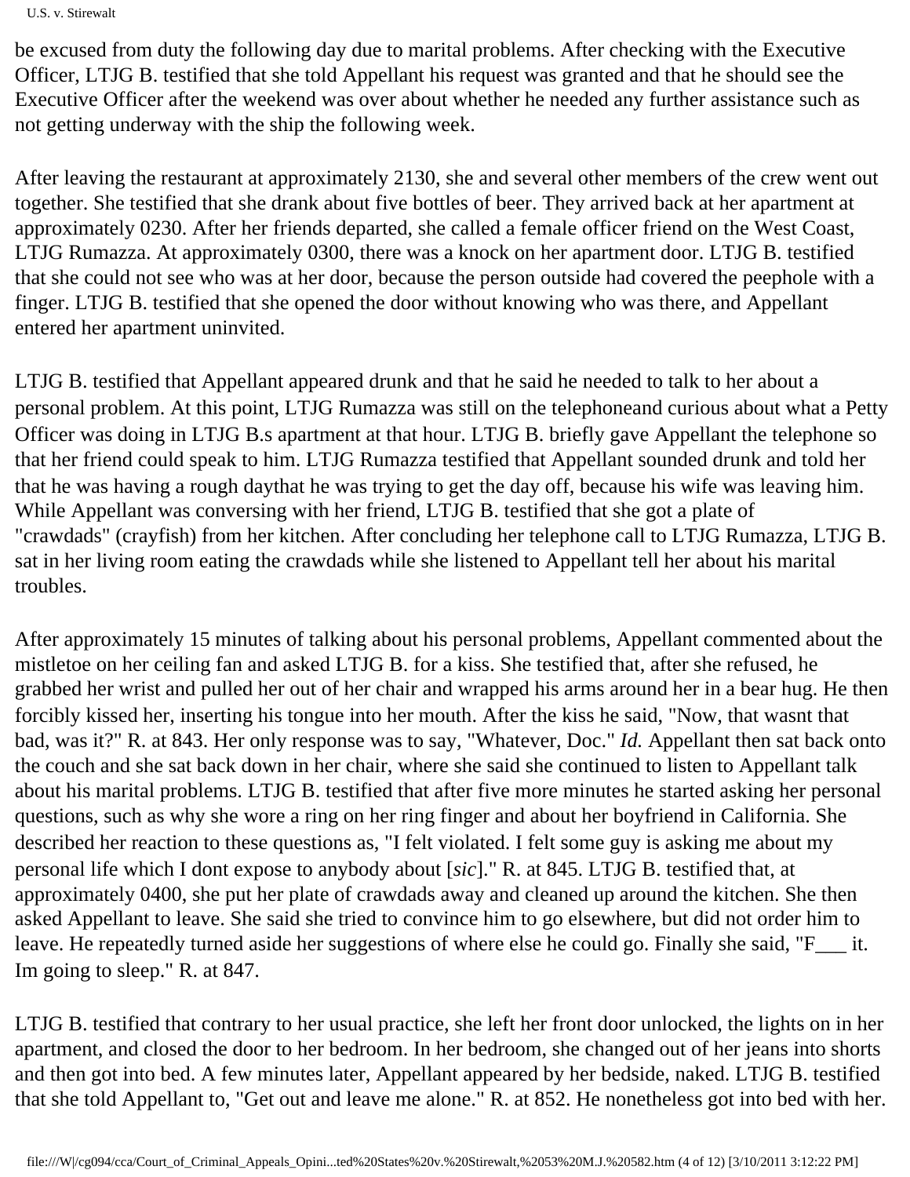be excused from duty the following day due to marital problems. After checking with the Executive Officer, LTJG B. testified that she told Appellant his request was granted and that he should see the Executive Officer after the weekend was over about whether he needed any further assistance such as not getting underway with the ship the following week.

After leaving the restaurant at approximately 2130, she and several other members of the crew went out together. She testified that she drank about five bottles of beer. They arrived back at her apartment at approximately 0230. After her friends departed, she called a female officer friend on the West Coast, LTJG Rumazza. At approximately 0300, there was a knock on her apartment door. LTJG B. testified that she could not see who was at her door, because the person outside had covered the peephole with a finger. LTJG B. testified that she opened the door without knowing who was there, and Appellant entered her apartment uninvited.

LTJG B. testified that Appellant appeared drunk and that he said he needed to talk to her about a personal problem. At this point, LTJG Rumazza was still on the telephoneand curious about what a Petty Officer was doing in LTJG B.s apartment at that hour. LTJG B. briefly gave Appellant the telephone so that her friend could speak to him. LTJG Rumazza testified that Appellant sounded drunk and told her that he was having a rough daythat he was trying to get the day off, because his wife was leaving him. While Appellant was conversing with her friend, LTJG B. testified that she got a plate of "crawdads" (crayfish) from her kitchen. After concluding her telephone call to LTJG Rumazza, LTJG B. sat in her living room eating the crawdads while she listened to Appellant tell her about his marital troubles.

After approximately 15 minutes of talking about his personal problems, Appellant commented about the mistletoe on her ceiling fan and asked LTJG B. for a kiss. She testified that, after she refused, he grabbed her wrist and pulled her out of her chair and wrapped his arms around her in a bear hug. He then forcibly kissed her, inserting his tongue into her mouth. After the kiss he said, "Now, that wasnt that bad, was it?" R. at 843. Her only response was to say, "Whatever, Doc." *Id.* Appellant then sat back onto the couch and she sat back down in her chair, where she said she continued to listen to Appellant talk about his marital problems. LTJG B. testified that after five more minutes he started asking her personal questions, such as why she wore a ring on her ring finger and about her boyfriend in California. She described her reaction to these questions as, "I felt violated. I felt some guy is asking me about my personal life which I dont expose to anybody about [*sic*]." R. at 845. LTJG B. testified that, at approximately 0400, she put her plate of crawdads away and cleaned up around the kitchen. She then asked Appellant to leave. She said she tried to convince him to go elsewhere, but did not order him to leave. He repeatedly turned aside her suggestions of where else he could go. Finally she said, "F___ it. Im going to sleep." R. at 847.

LTJG B. testified that contrary to her usual practice, she left her front door unlocked, the lights on in her apartment, and closed the door to her bedroom. In her bedroom, she changed out of her jeans into shorts and then got into bed. A few minutes later, Appellant appeared by her bedside, naked. LTJG B. testified that she told Appellant to, "Get out and leave me alone." R. at 852. He nonetheless got into bed with her.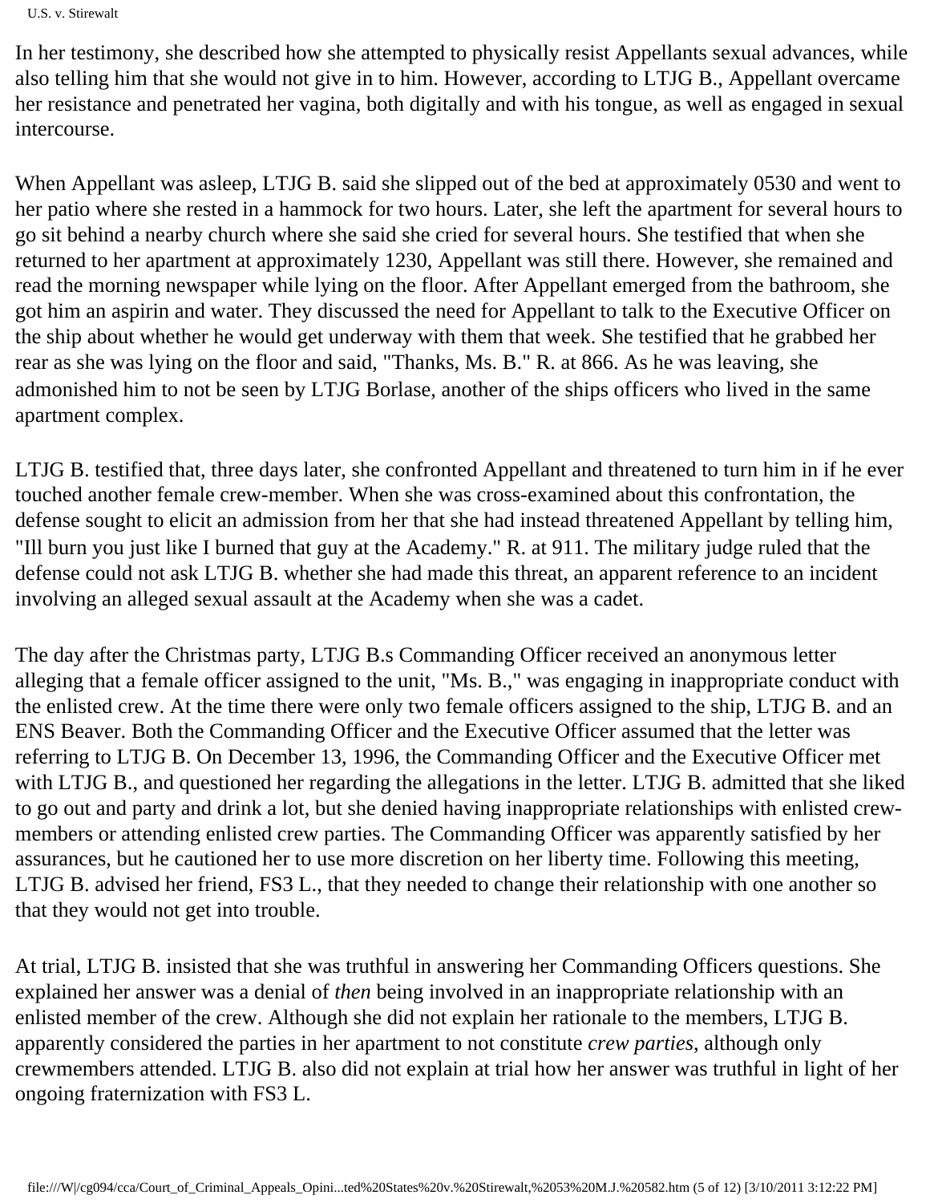In her testimony, she described how she attempted to physically resist Appellants sexual advances, while also telling him that she would not give in to him. However, according to LTJG B., Appellant overcame her resistance and penetrated her vagina, both digitally and with his tongue, as well as engaged in sexual intercourse.

When Appellant was asleep, LTJG B. said she slipped out of the bed at approximately 0530 and went to her patio where she rested in a hammock for two hours. Later, she left the apartment for several hours to go sit behind a nearby church where she said she cried for several hours. She testified that when she returned to her apartment at approximately 1230, Appellant was still there. However, she remained and read the morning newspaper while lying on the floor. After Appellant emerged from the bathroom, she got him an aspirin and water. They discussed the need for Appellant to talk to the Executive Officer on the ship about whether he would get underway with them that week. She testified that he grabbed her rear as she was lying on the floor and said, "Thanks, Ms. B." R. at 866. As he was leaving, she admonished him to not be seen by LTJG Borlase, another of the ships officers who lived in the same apartment complex.

LTJG B. testified that, three days later, she confronted Appellant and threatened to turn him in if he ever touched another female crew-member. When she was cross-examined about this confrontation, the defense sought to elicit an admission from her that she had instead threatened Appellant by telling him, "Ill burn you just like I burned that guy at the Academy." R. at 911. The military judge ruled that the defense could not ask LTJG B. whether she had made this threat, an apparent reference to an incident involving an alleged sexual assault at the Academy when she was a cadet.

The day after the Christmas party, LTJG B.s Commanding Officer received an anonymous letter alleging that a female officer assigned to the unit, "Ms. B.," was engaging in inappropriate conduct with the enlisted crew. At the time there were only two female officers assigned to the ship, LTJG B. and an ENS Beaver. Both the Commanding Officer and the Executive Officer assumed that the letter was referring to LTJG B. On December 13, 1996, the Commanding Officer and the Executive Officer met with LTJG B., and questioned her regarding the allegations in the letter. LTJG B. admitted that she liked to go out and party and drink a lot, but she denied having inappropriate relationships with enlisted crew-members or attending enlisted crew parties. The Commanding Officer was apparently satisfied by her assurances, but he cautioned her to use more discretion on her liberty time. Following this meeting, LTJG B. advised her friend, FS3 L., that they needed to change their relationship with one another so that they would not get into trouble.

At trial, LTJG B. insisted that she was truthful in answering her Commanding Officers questions. She explained her answer was a denial of *then* being involved in an inappropriate relationship with an enlisted member of the crew. Although she did not explain her rationale to the members, LTJG B. apparently considered the parties in her apartment to not constitute *crew parties*, although only crewmembers attended. LTJG B. also did not explain at trial how her answer was truthful in light of her ongoing fraternization with FS3 L.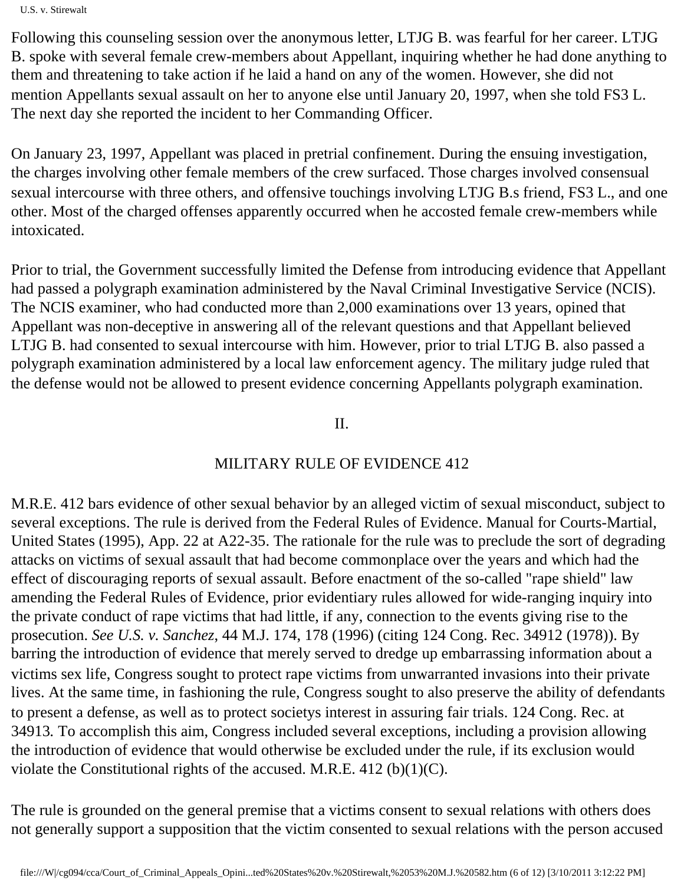Following this counseling session over the anonymous letter, LTJG B. was fearful for her career. LTJG B. spoke with several female crew-members about Appellant, inquiring whether he had done anything to them and threatening to take action if he laid a hand on any of the women. However, she did not mention Appellants sexual assault on her to anyone else until January 20, 1997, when she told FS3 L. The next day she reported the incident to her Commanding Officer.

On January 23, 1997, Appellant was placed in pretrial confinement. During the ensuing investigation, the charges involving other female members of the crew surfaced. Those charges involved consensual sexual intercourse with three others, and offensive touchings involving LTJG B.s friend, FS3 L., and one other. Most of the charged offenses apparently occurred when he accosted female crew-members while intoxicated.

Prior to trial, the Government successfully limited the Defense from introducing evidence that Appellant had passed a polygraph examination administered by the Naval Criminal Investigative Service (NCIS). The NCIS examiner, who had conducted more than 2,000 examinations over 13 years, opined that Appellant was non-deceptive in answering all of the relevant questions and that Appellant believed LTJG B. had consented to sexual intercourse with him. However, prior to trial LTJG B. also passed a polygraph examination administered by a local law enforcement agency. The military judge ruled that the defense would not be allowed to present evidence concerning Appellants polygraph examination.

## II.

## MILITARY RULE OF EVIDENCE 412

M.R.E. 412 bars evidence of other sexual behavior by an alleged victim of sexual misconduct, subject to several exceptions. The rule is derived from the Federal Rules of Evidence. Manual for Courts-Martial, United States (1995), App. 22 at A22-35. The rationale for the rule was to preclude the sort of degrading attacks on victims of sexual assault that had become commonplace over the years and which had the effect of discouraging reports of sexual assault. Before enactment of the so-called "rape shield" law amending the Federal Rules of Evidence, prior evidentiary rules allowed for wide-ranging inquiry into the private conduct of rape victims that had little, if any, connection to the events giving rise to the prosecution. *See U.S. v. Sanchez*, 44 M.J. 174, 178 (1996) (citing 124 Cong. Rec. 34912 (1978)). By barring the introduction of evidence that merely served to dredge up embarrassing information about a victims sex life, Congress sought to protect rape victims from unwarranted invasions into their private lives. At the same time, in fashioning the rule, Congress sought to also preserve the ability of defendants to present a defense, as well as to protect societys interest in assuring fair trials. 124 Cong. Rec. at 34913. To accomplish this aim, Congress included several exceptions, including a provision allowing the introduction of evidence that would otherwise be excluded under the rule, if its exclusion would violate the Constitutional rights of the accused. M.R.E. 412 (b)(1)(C).

The rule is grounded on the general premise that a victims consent to sexual relations with others does not generally support a supposition that the victim consented to sexual relations with the person accused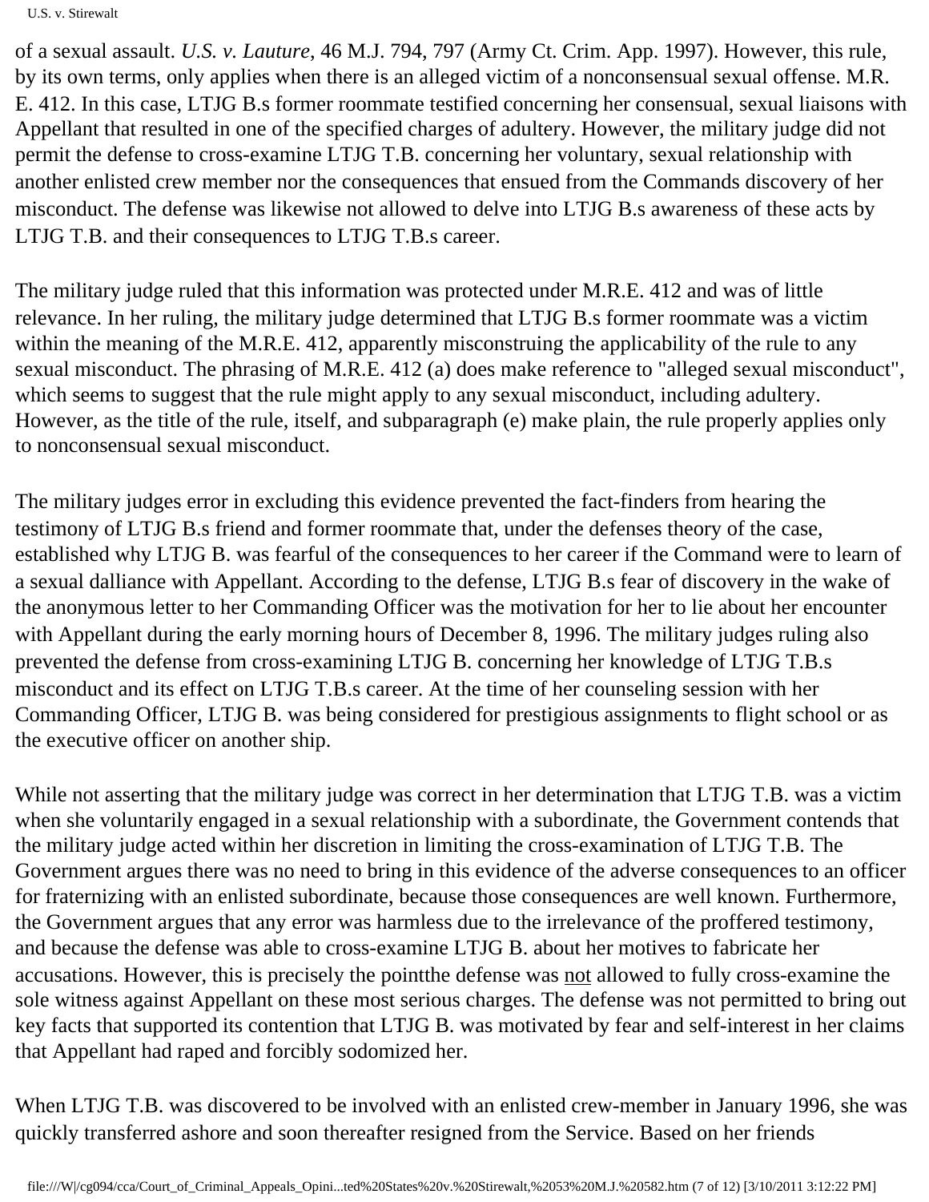of a sexual assault. *U.S. v. Lauture*, 46 M.J. 794, 797 (Army Ct. Crim. App. 1997). However, this rule, by its own terms, only applies when there is an alleged victim of a nonconsensual sexual offense. M.R. E. 412. In this case, LTJG B.s former roommate testified concerning her consensual, sexual liaisons with Appellant that resulted in one of the specified charges of adultery. However, the military judge did not permit the defense to cross-examine LTJG T.B. concerning her voluntary, sexual relationship with another enlisted crew member nor the consequences that ensued from the Commands discovery of her misconduct. The defense was likewise not allowed to delve into LTJG B.s awareness of these acts by LTJG T.B. and their consequences to LTJG T.B.s career.

The military judge ruled that this information was protected under M.R.E. 412 and was of little relevance. In her ruling, the military judge determined that LTJG B.s former roommate was a victim within the meaning of the M.R.E. 412, apparently misconstruing the applicability of the rule to any sexual misconduct. The phrasing of M.R.E. 412 (a) does make reference to "alleged sexual misconduct", which seems to suggest that the rule might apply to any sexual misconduct, including adultery. However, as the title of the rule, itself, and subparagraph (e) make plain, the rule properly applies only to nonconsensual sexual misconduct.

The military judges error in excluding this evidence prevented the fact-finders from hearing the testimony of LTJG B.s friend and former roommate that, under the defenses theory of the case, established why LTJG B. was fearful of the consequences to her career if the Command were to learn of a sexual dalliance with Appellant. According to the defense, LTJG B.s fear of discovery in the wake of the anonymous letter to her Commanding Officer was the motivation for her to lie about her encounter with Appellant during the early morning hours of December 8, 1996. The military judges ruling also prevented the defense from cross-examining LTJG B. concerning her knowledge of LTJG T.B.s misconduct and its effect on LTJG T.B.s career. At the time of her counseling session with her Commanding Officer, LTJG B. was being considered for prestigious assignments to flight school or as the executive officer on another ship.

While not asserting that the military judge was correct in her determination that LTJG T.B. was a victim when she voluntarily engaged in a sexual relationship with a subordinate, the Government contends that the military judge acted within her discretion in limiting the cross-examination of LTJG T.B. The Government argues there was no need to bring in this evidence of the adverse consequences to an officer for fraternizing with an enlisted subordinate, because those consequences are well known. Furthermore, the Government argues that any error was harmless due to the irrelevance of the proffered testimony, and because the defense was able to cross-examine LTJG B. about her motives to fabricate her accusations. However, this is precisely the pointthe defense was not allowed to fully cross-examine the sole witness against Appellant on these most serious charges. The defense was not permitted to bring out key facts that supported its contention that LTJG B. was motivated by fear and self-interest in her claims that Appellant had raped and forcibly sodomized her.

When LTJG T.B. was discovered to be involved with an enlisted crew-member in January 1996, she was quickly transferred ashore and soon thereafter resigned from the Service. Based on her friends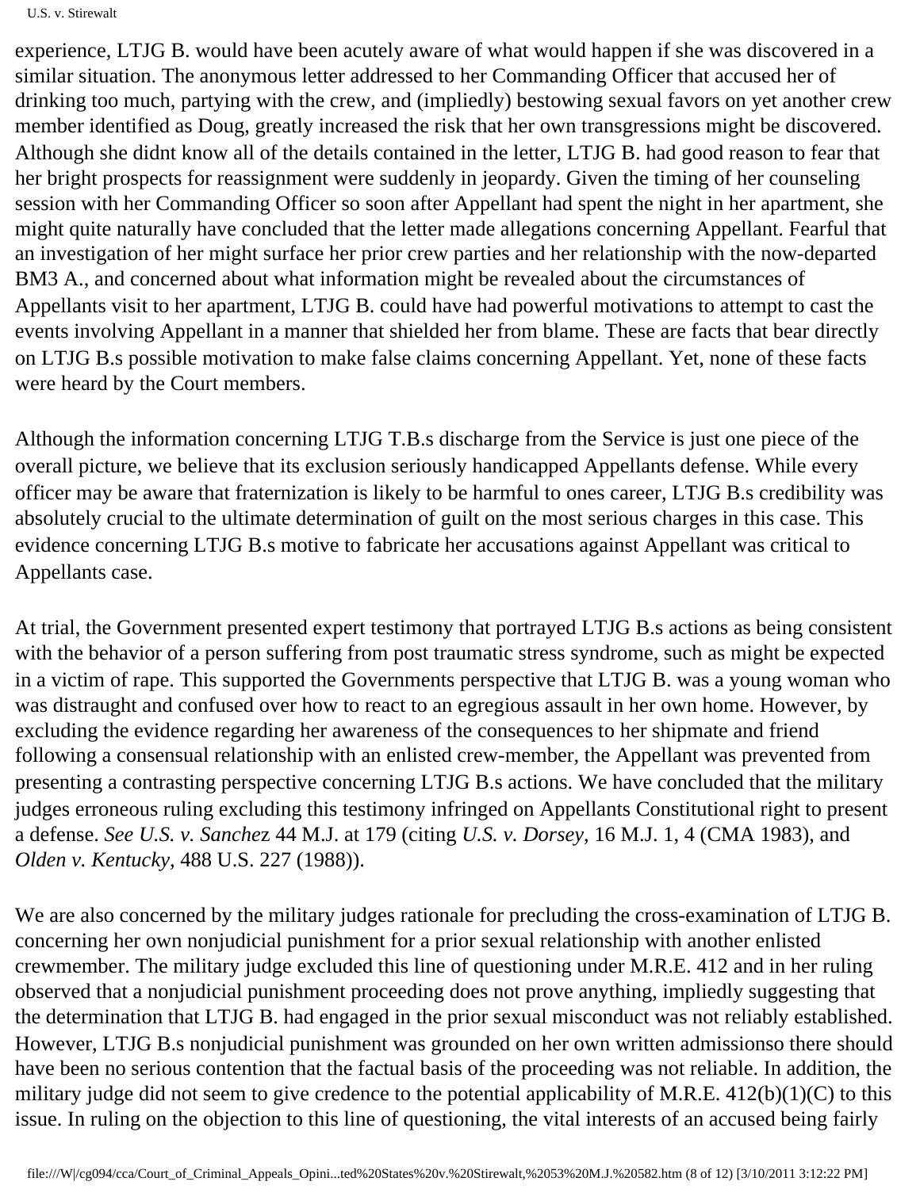experience, LTJG B. would have been acutely aware of what would happen if she was discovered in a similar situation. The anonymous letter addressed to her Commanding Officer that accused her of drinking too much, partying with the crew, and (impliedly) bestowing sexual favors on yet another crew member identified as Doug, greatly increased the risk that her own transgressions might be discovered. Although she didnt know all of the details contained in the letter, LTJG B. had good reason to fear that her bright prospects for reassignment were suddenly in jeopardy. Given the timing of her counseling session with her Commanding Officer so soon after Appellant had spent the night in her apartment, she might quite naturally have concluded that the letter made allegations concerning Appellant. Fearful that an investigation of her might surface her prior crew parties and her relationship with the now-departed BM3 A., and concerned about what information might be revealed about the circumstances of Appellants visit to her apartment, LTJG B. could have had powerful motivations to attempt to cast the events involving Appellant in a manner that shielded her from blame. These are facts that bear directly on LTJG B.s possible motivation to make false claims concerning Appellant. Yet, none of these facts were heard by the Court members.

Although the information concerning LTJG T.B.s discharge from the Service is just one piece of the overall picture, we believe that its exclusion seriously handicapped Appellants defense. While every officer may be aware that fraternization is likely to be harmful to ones career, LTJG B.s credibility was absolutely crucial to the ultimate determination of guilt on the most serious charges in this case. This evidence concerning LTJG B.s motive to fabricate her accusations against Appellant was critical to Appellants case.

At trial, the Government presented expert testimony that portrayed LTJG B.s actions as being consistent with the behavior of a person suffering from post traumatic stress syndrome, such as might be expected in a victim of rape. This supported the Governments perspective that LTJG B. was a young woman who was distraught and confused over how to react to an egregious assault in her own home. However, by excluding the evidence regarding her awareness of the consequences to her shipmate and friend following a consensual relationship with an enlisted crew-member, the Appellant was prevented from presenting a contrasting perspective concerning LTJG B.s actions. We have concluded that the military judges erroneous ruling excluding this testimony infringed on Appellants Constitutional right to present a defense. *See U.S. v. Sanchez* 44 M.J. at 179 (citing *U.S. v. Dorsey*, 16 M.J. 1, 4 (CMA 1983), and *Olden v. Kentucky*, 488 U.S. 227 (1988)).

We are also concerned by the military judges rationale for precluding the cross-examination of LTJG B. concerning her own nonjudicial punishment for a prior sexual relationship with another enlisted crewmember. The military judge excluded this line of questioning under M.R.E. 412 and in her ruling observed that a nonjudicial punishment proceeding does not prove anything, impliedly suggesting that the determination that LTJG B. had engaged in the prior sexual misconduct was not reliably established. However, LTJG B.s nonjudicial punishment was grounded on her own written admissionso there should have been no serious contention that the factual basis of the proceeding was not reliable. In addition, the military judge did not seem to give credence to the potential applicability of M.R.E. 412(b)(1)(C) to this issue. In ruling on the objection to this line of questioning, the vital interests of an accused being fairly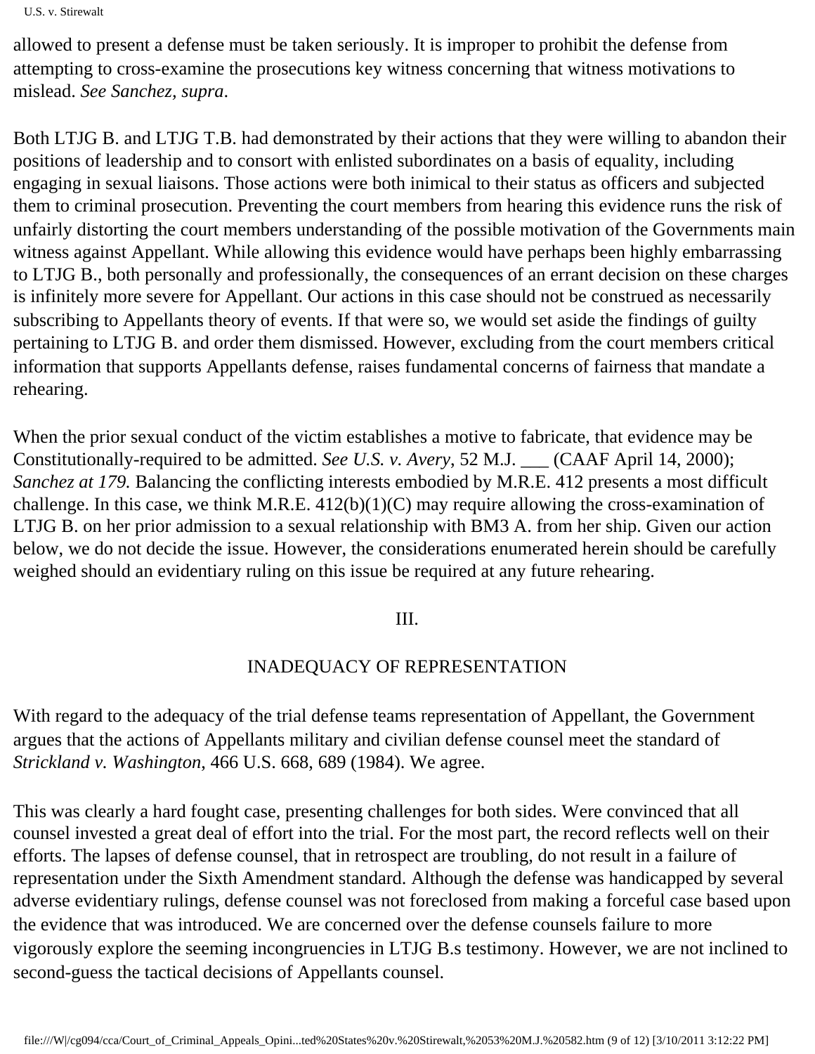allowed to present a defense must be taken seriously. It is improper to prohibit the defense from attempting to cross-examine the prosecutions key witness concerning that witness motivations to mislead. *See Sanchez, supra*.

Both LTJG B. and LTJG T.B. had demonstrated by their actions that they were willing to abandon their positions of leadership and to consort with enlisted subordinates on a basis of equality, including engaging in sexual liaisons. Those actions were both inimical to their status as officers and subjected them to criminal prosecution. Preventing the court members from hearing this evidence runs the risk of unfairly distorting the court members understanding of the possible motivation of the Governments main witness against Appellant. While allowing this evidence would have perhaps been highly embarrassing to LTJG B., both personally and professionally, the consequences of an errant decision on these charges is infinitely more severe for Appellant. Our actions in this case should not be construed as necessarily subscribing to Appellants theory of events. If that were so, we would set aside the findings of guilty pertaining to LTJG B. and order them dismissed. However, excluding from the court members critical information that supports Appellants defense, raises fundamental concerns of fairness that mandate a rehearing.

When the prior sexual conduct of the victim establishes a motive to fabricate, that evidence may be Constitutionally-required to be admitted. *See U.S. v. Avery*, 52 M.J. ___ (CAAF April 14, 2000); *Sanchez at 179.* Balancing the conflicting interests embodied by M.R.E. 412 presents a most difficult challenge. In this case, we think M.R.E. 412(b)(1)(C) may require allowing the cross-examination of LTJG B. on her prior admission to a sexual relationship with BM3 A. from her ship. Given our action below, we do not decide the issue. However, the considerations enumerated herein should be carefully weighed should an evidentiary ruling on this issue be required at any future rehearing.

## III.

## INADEQUACY OF REPRESENTATION

With regard to the adequacy of the trial defense teams representation of Appellant, the Government argues that the actions of Appellants military and civilian defense counsel meet the standard of *Strickland v. Washington*, 466 U.S. 668, 689 (1984). We agree.

This was clearly a hard fought case, presenting challenges for both sides. Were convinced that all counsel invested a great deal of effort into the trial. For the most part, the record reflects well on their efforts. The lapses of defense counsel, that in retrospect are troubling, do not result in a failure of representation under the Sixth Amendment standard. Although the defense was handicapped by several adverse evidentiary rulings, defense counsel was not foreclosed from making a forceful case based upon the evidence that was introduced. We are concerned over the defense counsels failure to more vigorously explore the seeming incongruencies in LTJG B.s testimony. However, we are not inclined to second-guess the tactical decisions of Appellants counsel.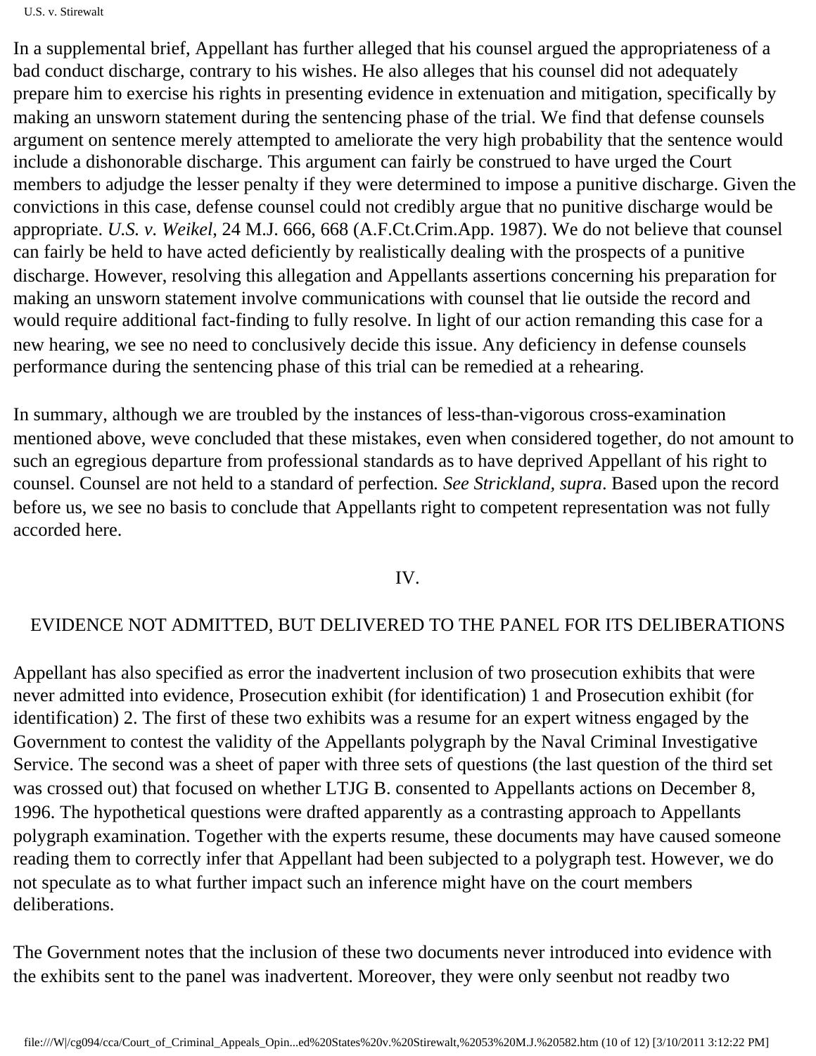In a supplemental brief, Appellant has further alleged that his counsel argued the appropriateness of a bad conduct discharge, contrary to his wishes. He also alleges that his counsel did not adequately prepare him to exercise his rights in presenting evidence in extenuation and mitigation, specifically by making an unsworn statement during the sentencing phase of the trial. We find that defense counsels argument on sentence merely attempted to ameliorate the very high probability that the sentence would include a dishonorable discharge. This argument can fairly be construed to have urged the Court members to adjudge the lesser penalty if they were determined to impose a punitive discharge. Given the convictions in this case, defense counsel could not credibly argue that no punitive discharge would be appropriate. *U.S. v. Weikel*, 24 M.J. 666, 668 (A.F.Ct.Crim.App. 1987). We do not believe that counsel can fairly be held to have acted deficiently by realistically dealing with the prospects of a punitive discharge. However, resolving this allegation and Appellants assertions concerning his preparation for making an unsworn statement involve communications with counsel that lie outside the record and would require additional fact-finding to fully resolve. In light of our action remanding this case for a new hearing, we see no need to conclusively decide this issue. Any deficiency in defense counsels performance during the sentencing phase of this trial can be remedied at a rehearing.

In summary, although we are troubled by the instances of less-than-vigorous cross-examination mentioned above, weve concluded that these mistakes, even when considered together, do not amount to such an egregious departure from professional standards as to have deprived Appellant of his right to counsel. Counsel are not held to a standard of perfection. *See Strickland, supra*. Based upon the record before us, we see no basis to conclude that Appellants right to competent representation was not fully accorded here.

## IV.

## EVIDENCE NOT ADMITTED, BUT DELIVERED TO THE PANEL FOR ITS DELIBERATIONS

Appellant has also specified as error the inadvertent inclusion of two prosecution exhibits that were never admitted into evidence, Prosecution exhibit (for identification) 1 and Prosecution exhibit (for identification) 2. The first of these two exhibits was a resume for an expert witness engaged by the Government to contest the validity of the Appellants polygraph by the Naval Criminal Investigative Service. The second was a sheet of paper with three sets of questions (the last question of the third set was crossed out) that focused on whether LTJG B. consented to Appellants actions on December 8, 1996. The hypothetical questions were drafted apparently as a contrasting approach to Appellants polygraph examination. Together with the experts resume, these documents may have caused someone reading them to correctly infer that Appellant had been subjected to a polygraph test. However, we do not speculate as to what further impact such an inference might have on the court members deliberations.

The Government notes that the inclusion of these two documents never introduced into evidence with the exhibits sent to the panel was inadvertent. Moreover, they were only seenbut not readby two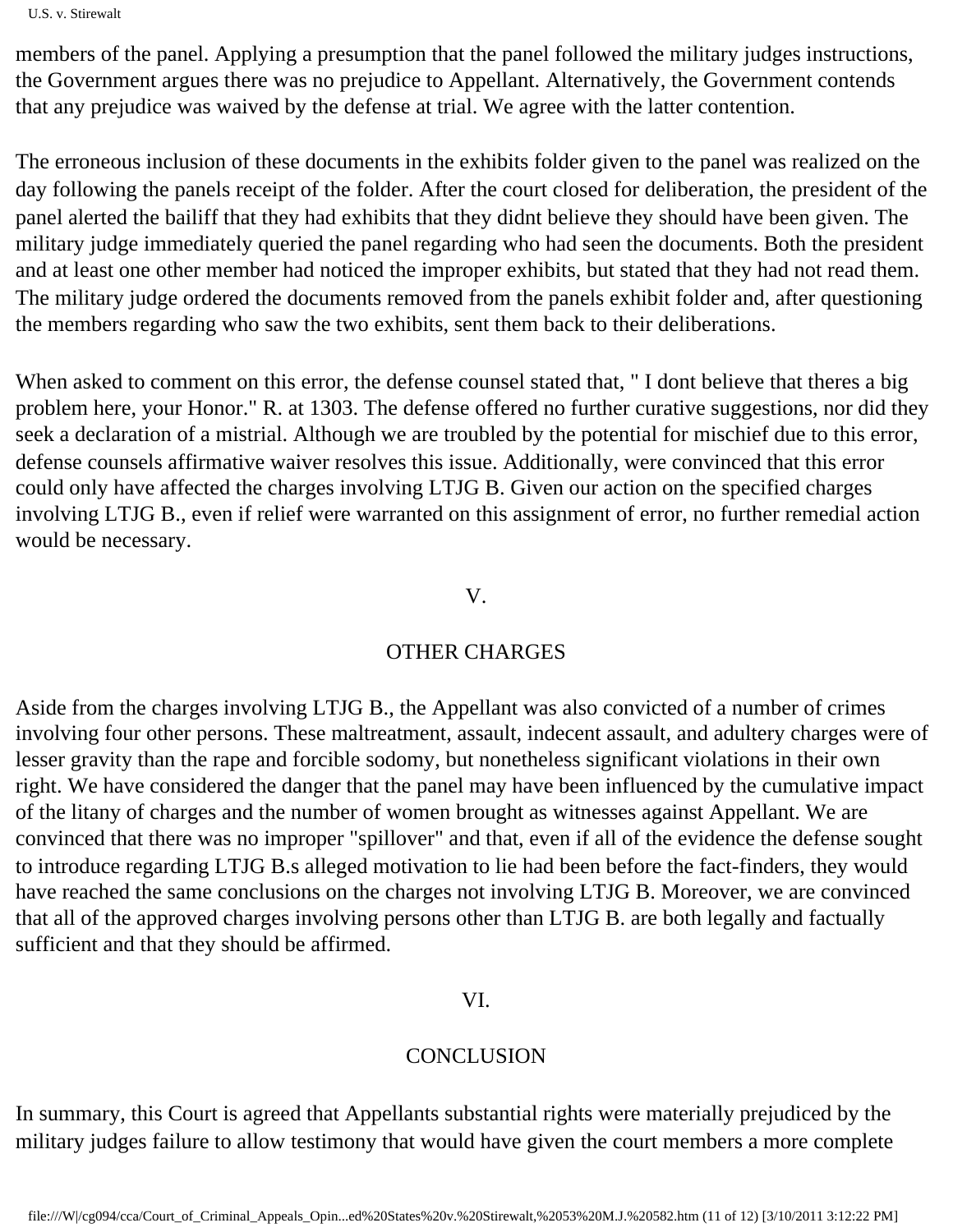members of the panel. Applying a presumption that the panel followed the military judges instructions, the Government argues there was no prejudice to Appellant. Alternatively, the Government contends that any prejudice was waived by the defense at trial. We agree with the latter contention.

The erroneous inclusion of these documents in the exhibits folder given to the panel was realized on the day following the panels receipt of the folder. After the court closed for deliberation, the president of the panel alerted the bailiff that they had exhibits that they didnt believe they should have been given. The military judge immediately queried the panel regarding who had seen the documents. Both the president and at least one other member had noticed the improper exhibits, but stated that they had not read them. The military judge ordered the documents removed from the panels exhibit folder and, after questioning the members regarding who saw the two exhibits, sent them back to their deliberations.

When asked to comment on this error, the defense counsel stated that, " I dont believe that theres a big problem here, your Honor." R. at 1303. The defense offered no further curative suggestions, nor did they seek a declaration of a mistrial. Although we are troubled by the potential for mischief due to this error, defense counsels affirmative waiver resolves this issue. Additionally, were convinced that this error could only have affected the charges involving LTJG B. Given our action on the specified charges involving LTJG B., even if relief were warranted on this assignment of error, no further remedial action would be necessary.

## V.

## OTHER CHARGES

Aside from the charges involving LTJG B., the Appellant was also convicted of a number of crimes involving four other persons. These maltreatment, assault, indecent assault, and adultery charges were of lesser gravity than the rape and forcible sodomy, but nonetheless significant violations in their own right. We have considered the danger that the panel may have been influenced by the cumulative impact of the litany of charges and the number of women brought as witnesses against Appellant. We are convinced that there was no improper "spillover" and that, even if all of the evidence the defense sought to introduce regarding LTJG B.s alleged motivation to lie had been before the fact-finders, they would have reached the same conclusions on the charges not involving LTJG B. Moreover, we are convinced that all of the approved charges involving persons other than LTJG B. are both legally and factually sufficient and that they should be affirmed.

## VI.

## CONCLUSION

In summary, this Court is agreed that Appellants substantial rights were materially prejudiced by the military judges failure to allow testimony that would have given the court members a more complete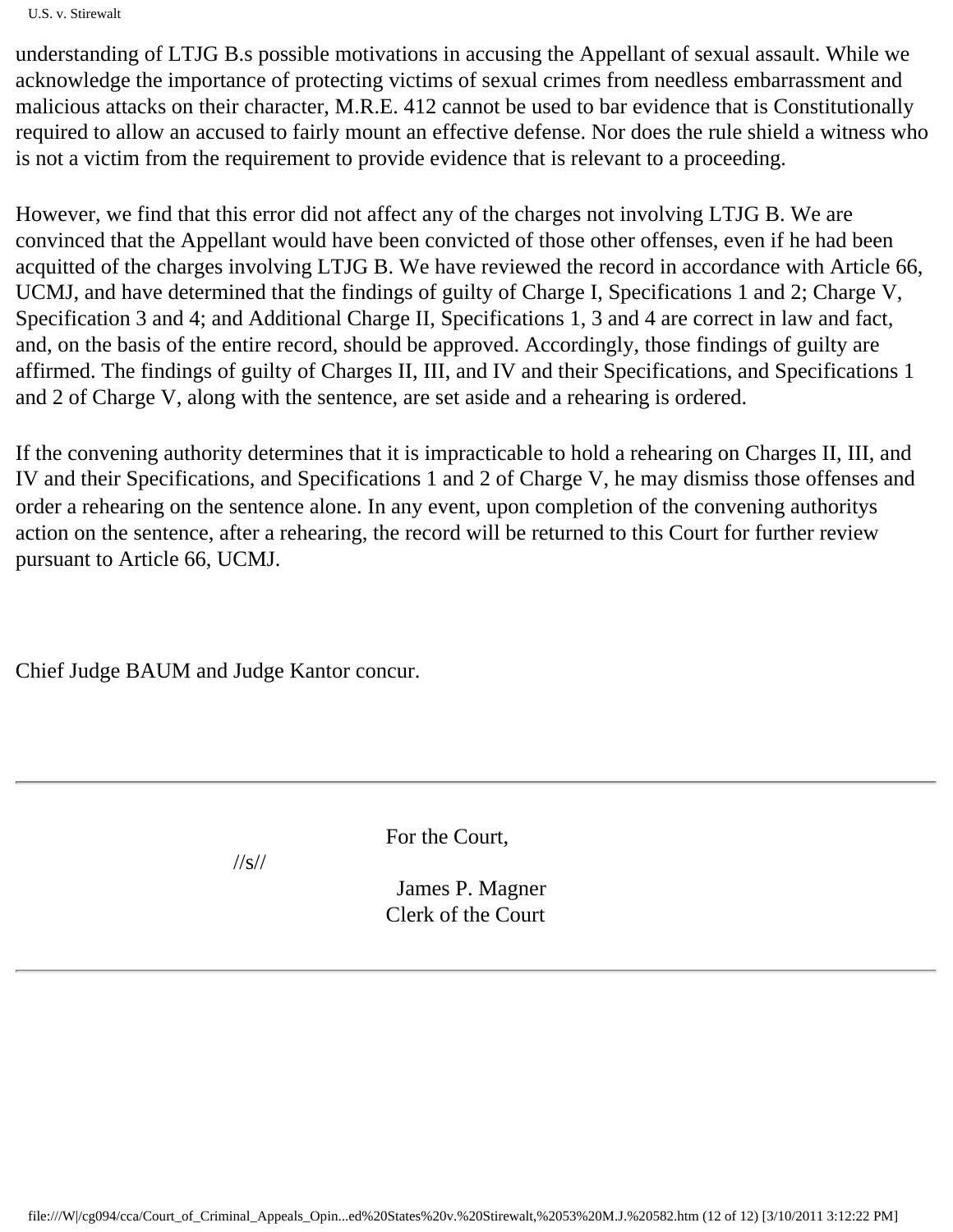understanding of LTJG B.s possible motivations in accusing the Appellant of sexual assault. While we acknowledge the importance of protecting victims of sexual crimes from needless embarrassment and malicious attacks on their character, M.R.E. 412 cannot be used to bar evidence that is Constitutionally required to allow an accused to fairly mount an effective defense. Nor does the rule shield a witness who is not a victim from the requirement to provide evidence that is relevant to a proceeding.

However, we find that this error did not affect any of the charges not involving LTJG B. We are convinced that the Appellant would have been convicted of those other offenses, even if he had been acquitted of the charges involving LTJG B. We have reviewed the record in accordance with Article 66, UCMJ, and have determined that the findings of guilty of Charge I, Specifications 1 and 2; Charge V, Specification 3 and 4; and Additional Charge II, Specifications 1, 3 and 4 are correct in law and fact, and, on the basis of the entire record, should be approved. Accordingly, those findings of guilty are affirmed. The findings of guilty of Charges II, III, and IV and their Specifications, and Specifications 1 and 2 of Charge V, along with the sentence, are set aside and a rehearing is ordered.

If the convening authority determines that it is impracticable to hold a rehearing on Charges II, III, and IV and their Specifications, and Specifications 1 and 2 of Charge V, he may dismiss those offenses and order a rehearing on the sentence alone. In any event, upon completion of the convening authoritys action on the sentence, after a rehearing, the record will be returned to this Court for further review pursuant to Article 66, UCMJ.

Chief Judge BAUM and Judge Kantor concur.

---

For the Court,

//s//

James P. Magner
Clerk of the Court

---